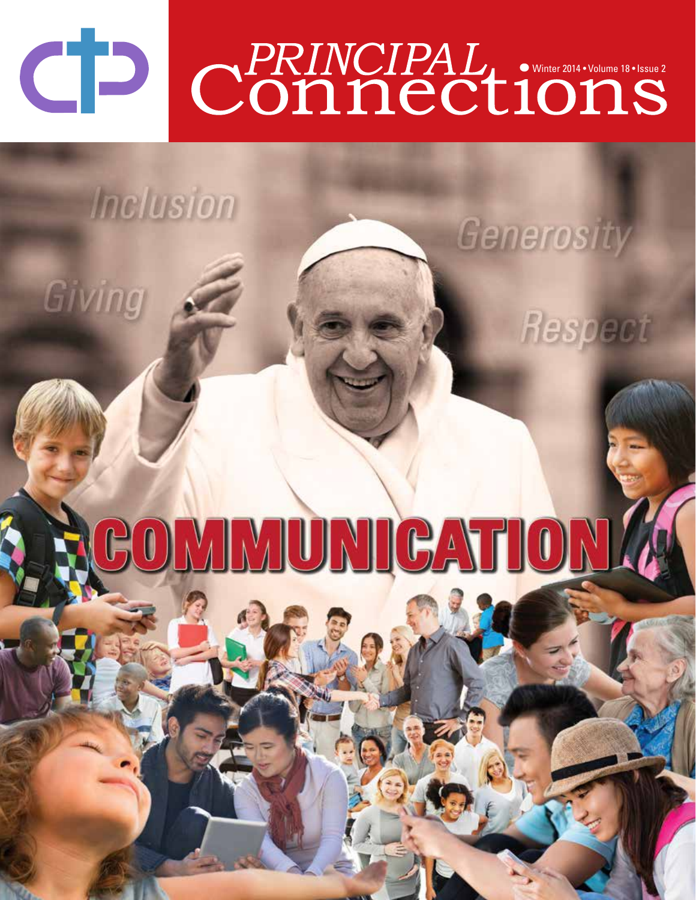# *PRINCIPAL* Connections

Winter 2014 • Volume 18 • Issue 2

Inclusion

Generosity

Giving

Respect

# COMMUNICATION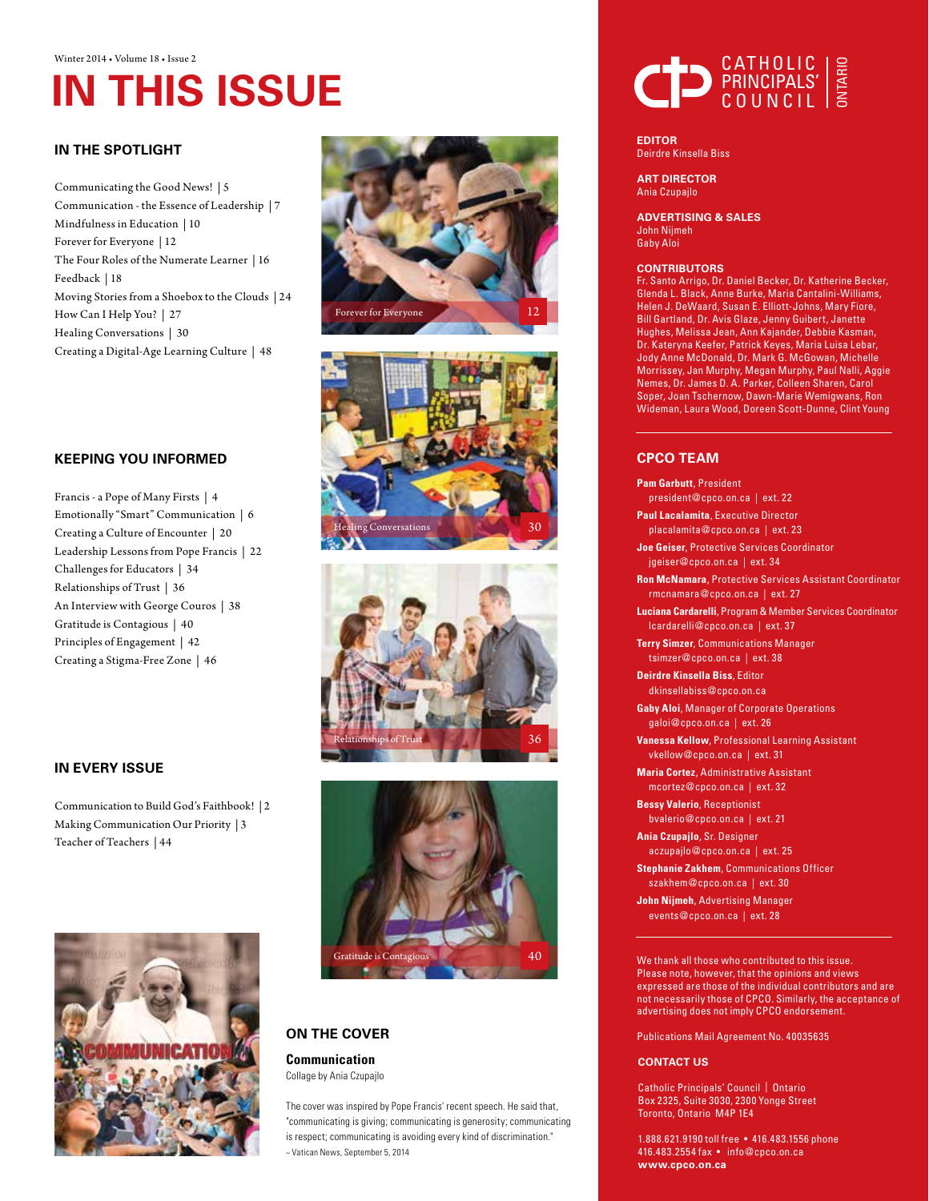Winter 2014 • Volume 18 • Issue 2

# IN THIS ISSUE

## IN THE SPOTLIGHT

Communicating the Good News! | 5
Communication - the Essence of Leadership | 7
Mindfulness in Education | 10
Forever for Everyone | 12
The Four Roles of the Numerate Learner | 16
Feedback | 18
Moving Stories from a Shoebox to the Clouds | 24
How Can I Help You? | 27
Healing Conversations | 30
Creating a Digital-Age Learning Culture | 48

## KEEPING YOU INFORMED

Francis - a Pope of Many Firsts | 4
Emotionally "Smart" Communication | 6
Creating a Culture of Encounter | 20
Leadership Lessons from Pope Francis | 22
Challenges for Educators | 34
Relationships of Trust | 36
An Interview with George Couros | 38
Gratitude is Contagious | 40
Principles of Engagement | 42
Creating a Stigma-Free Zone | 46

## IN EVERY ISSUE

Communication to Build God's Faithbook! | 2
Making Communication Our Priority | 3
Teacher of Teachers | 44

Forever for Everyone 12

Healing Conversations 30

Relationships of Trust 36

Gratitude is Contagious 40

## ON THE COVER

**Communication**
Collage by Ania Czupajlo

The cover was inspired by Pope Francis' recent speech. He said that, "communicating is giving; communicating is generosity; communicating is respect; communicating is avoiding every kind of discrimination."
~ Vatican News, September 5, 2014

CATHOLIC PRINCIPALS' COUNCIL | ONTARIO

**EDITOR**
Deirdre Kinsella Biss

**ART DIRECTOR**
Ania Czupajlo

**ADVERTISING & SALES**
John Nijmeh
Gaby Aloi

**CONTRIBUTORS**
Fr. Santo Arrigo, Dr. Daniel Becker, Dr. Katherine Becker, Glenda L. Black, Anne Burke, Maria Cantalini-Williams, Helen J. DeWaard, Susan E. Elliott-Johns, Mary Fiore, Bill Gartland, Dr. Avis Glaze, Jenny Guibert, Janette Hughes, Melissa Jean, Ann Kajander, Debbie Kasman, Dr. Kateryna Keefer, Patrick Keyes, Maria Luisa Lebar, Jody Anne McDonald, Dr. Mark G. McGowan, Michelle Morrissey, Jan Murphy, Megan Murphy, Paul Nalli, Aggie Nemes, Dr. James D. A. Parker, Colleen Sharen, Carol Soper, Joan Tschernow, Dawn-Marie Wemigwans, Ron Wideman, Laura Wood, Doreen Scott-Dunne, Clint Young

## CPCO TEAM

**Pam Garbutt**, President
president@cpco.on.ca | ext. 22

**Paul Lacalamita**, Executive Director
placalamita@cpco.on.ca | ext. 23

**Joe Geiser**, Protective Services Coordinator
jgeiser@cpco.on.ca | ext. 34

**Ron McNamara**, Protective Services Assistant Coordinator
rmcnamara@cpco.on.ca | ext. 27

**Luciana Cardarelli**, Program & Member Services Coordinator
lcardarelli@cpco.on.ca | ext. 37

**Terry Simzer**, Communications Manager
tsimzer@cpco.on.ca | ext. 38

**Deirdre Kinsella Biss**, Editor
dkinsellabiss@cpco.on.ca

**Gaby Aloi**, Manager of Corporate Operations
galoi@cpco.on.ca | ext. 26

**Vanessa Kellow**, Professional Learning Assistant
vkellow@cpco.on.ca | ext. 31

**Maria Cortez**, Administrative Assistant
mcortez@cpco.on.ca | ext. 32

**Bessy Valerio**, Receptionist
bvalerio@cpco.on.ca | ext. 21

**Ania Czupajlo**, Sr. Designer
aczupajlo@cpco.on.ca | ext. 25

**Stephanie Zakhem**, Communications Officer
szakhem@cpco.on.ca | ext. 30

**John Nijmeh**, Advertising Manager
events@cpco.on.ca | ext. 28

We thank all those who contributed to this issue. Please note, however, that the opinions and views expressed are those of the individual contributors and are not necessarily those of CPCO. Similarly, the acceptance of advertising does not imply CPCO endorsement.

Publications Mail Agreement No. 40035635

## CONTACT US

Catholic Principals' Council | Ontario
Box 2325, Suite 3030, 2300 Yonge Street
Toronto, Ontario M4P 1E4

1.888.621.9190 toll free • 416.483.1556 phone
416.483.2554 fax • info@cpco.on.ca
**www.cpco.on.ca**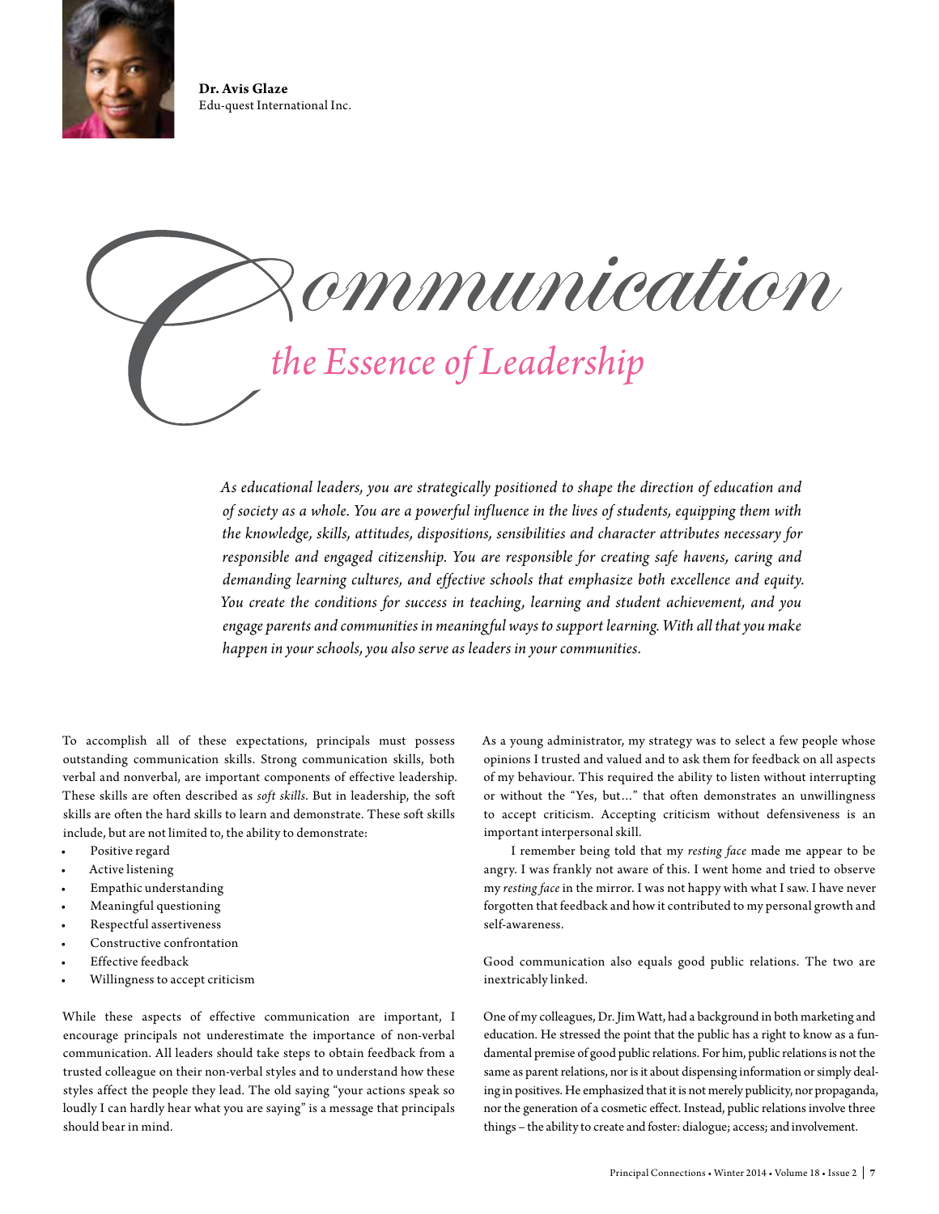**Dr. Avis Glaze**
Edu-quest International Inc.

# Communication

## *the Essence of Leadership*

*As educational leaders, you are strategically positioned to shape the direction of education and of society as a whole. You are a powerful influence in the lives of students, equipping them with the knowledge, skills, attitudes, dispositions, sensibilities and character attributes necessary for responsible and engaged citizenship. You are responsible for creating safe havens, caring and demanding learning cultures, and effective schools that emphasize both excellence and equity. You create the conditions for success in teaching, learning and student achievement, and you engage parents and communities in meaningful ways to support learning. With all that you make happen in your schools, you also serve as leaders in your communities.*

To accomplish all of these expectations, principals must possess outstanding communication skills. Strong communication skills, both verbal and nonverbal, are important components of effective leadership. These skills are often described as *soft skills*. But in leadership, the soft skills are often the hard skills to learn and demonstrate. These soft skills include, but are not limited to, the ability to demonstrate:

- Positive regard
- Active listening
- Empathic understanding
- Meaningful questioning
- Respectful assertiveness
- Constructive confrontation
- Effective feedback
- Willingness to accept criticism

While these aspects of effective communication are important, I encourage principals not underestimate the importance of non-verbal communication. All leaders should take steps to obtain feedback from a trusted colleague on their non-verbal styles and to understand how these styles affect the people they lead. The old saying "your actions speak so loudly I can hardly hear what you are saying" is a message that principals should bear in mind.

As a young administrator, my strategy was to select a few people whose opinions I trusted and valued and to ask them for feedback on all aspects of my behaviour. This required the ability to listen without interrupting or without the "Yes, but…" that often demonstrates an unwillingness to accept criticism. Accepting criticism without defensiveness is an important interpersonal skill.

I remember being told that my *resting face* made me appear to be angry. I was frankly not aware of this. I went home and tried to observe my *resting face* in the mirror. I was not happy with what I saw. I have never forgotten that feedback and how it contributed to my personal growth and self-awareness.

Good communication also equals good public relations. The two are inextricably linked.

One of my colleagues, Dr. Jim Watt, had a background in both marketing and education. He stressed the point that the public has a right to know as a fundamental premise of good public relations. For him, public relations is not the same as parent relations, nor is it about dispensing information or simply dealing in positives. He emphasized that it is not merely publicity, nor propaganda, nor the generation of a cosmetic effect. Instead, public relations involve three things – the ability to create and foster: dialogue; access; and involvement.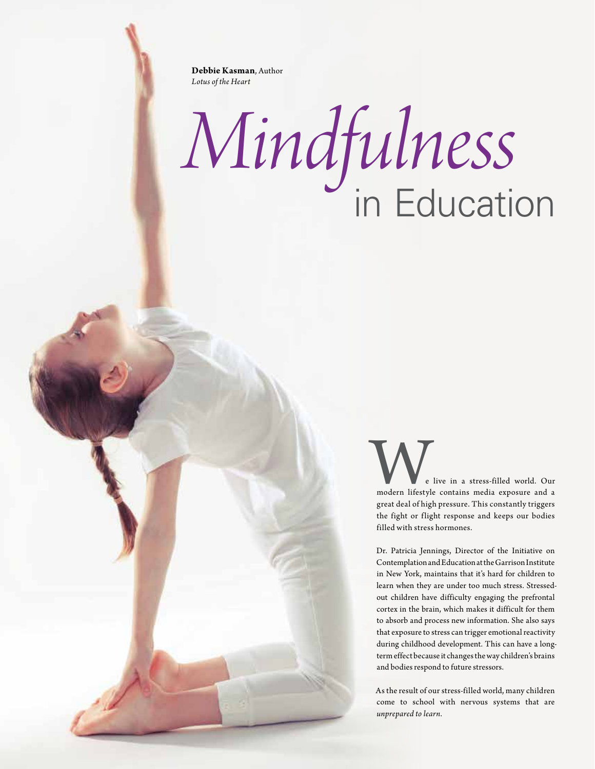**Debbie Kasman**, Author
*Lotus of the Heart*

# *Mindfulness* in Education

We live in a stress-filled world. Our modern lifestyle contains media exposure and a great deal of high pressure. This constantly triggers the fight or flight response and keeps our bodies filled with stress hormones.

Dr. Patricia Jennings, Director of the Initiative on Contemplation and Education at the Garrison Institute in New York, maintains that it's hard for children to learn when they are under too much stress. Stressed-out children have difficulty engaging the prefrontal cortex in the brain, which makes it difficult for them to absorb and process new information. She also says that exposure to stress can trigger emotional reactivity during childhood development. This can have a long-term effect because it changes the way children's brains and bodies respond to future stressors.

As the result of our stress-filled world, many children come to school with nervous systems that are *unprepared to learn*.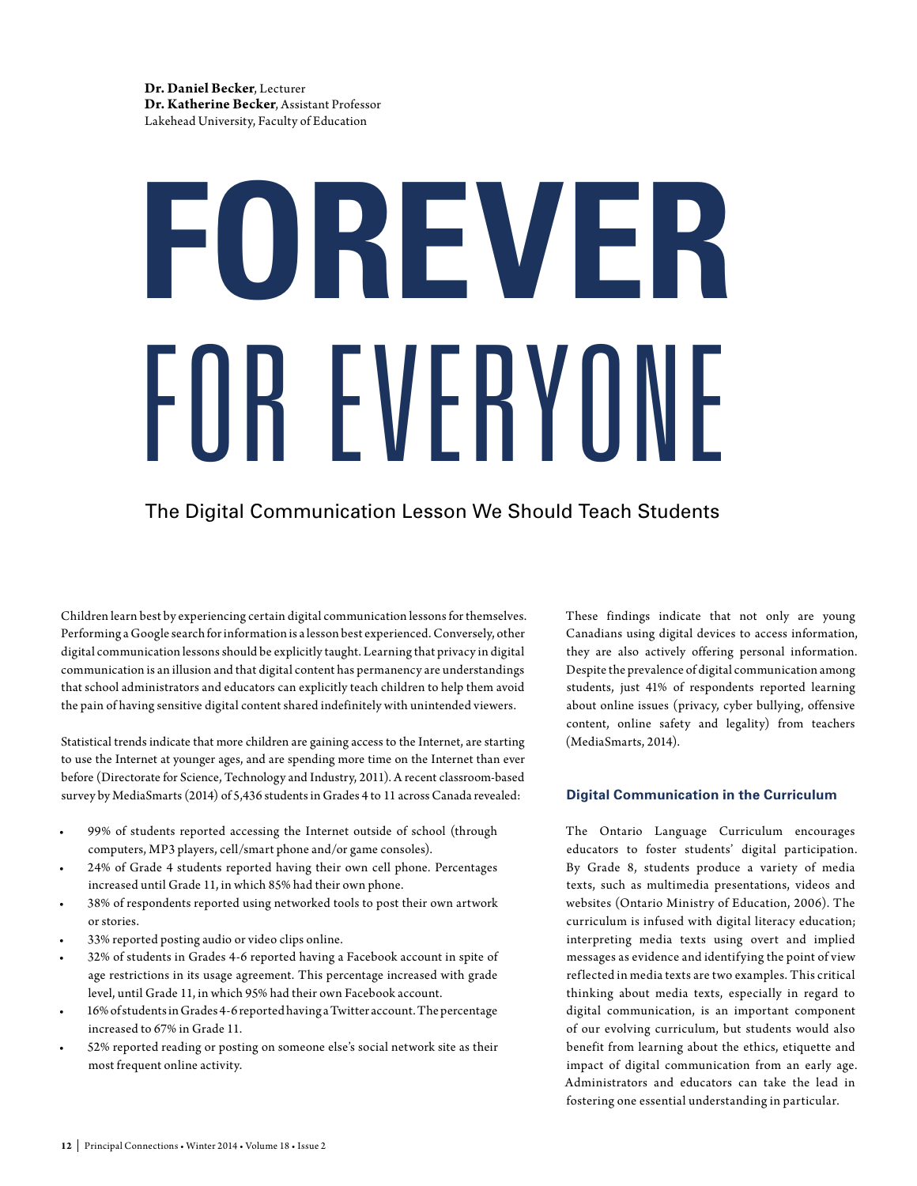**Dr. Daniel Becker**, Lecturer
**Dr. Katherine Becker**, Assistant Professor
Lakehead University, Faculty of Education

# FOREVER FOR EVERYONE

## The Digital Communication Lesson We Should Teach Students

Children learn best by experiencing certain digital communication lessons for themselves. Performing a Google search for information is a lesson best experienced. Conversely, other digital communication lessons should be explicitly taught. Learning that privacy in digital communication is an illusion and that digital content has permanency are understandings that school administrators and educators can explicitly teach children to help them avoid the pain of having sensitive digital content shared indefinitely with unintended viewers.

Statistical trends indicate that more children are gaining access to the Internet, are starting to use the Internet at younger ages, and are spending more time on the Internet than ever before (Directorate for Science, Technology and Industry, 2011). A recent classroom-based survey by MediaSmarts (2014) of 5,436 students in Grades 4 to 11 across Canada revealed:

- 99% of students reported accessing the Internet outside of school (through computers, MP3 players, cell/smart phone and/or game consoles).
- 24% of Grade 4 students reported having their own cell phone. Percentages increased until Grade 11, in which 85% had their own phone.
- 38% of respondents reported using networked tools to post their own artwork or stories.
- 33% reported posting audio or video clips online.
- 32% of students in Grades 4-6 reported having a Facebook account in spite of age restrictions in its usage agreement. This percentage increased with grade level, until Grade 11, in which 95% had their own Facebook account.
- 16% of students in Grades 4-6 reported having a Twitter account. The percentage increased to 67% in Grade 11.
- 52% reported reading or posting on someone else's social network site as their most frequent online activity.

These findings indicate that not only are young Canadians using digital devices to access information, they are also actively offering personal information. Despite the prevalence of digital communication among students, just 41% of respondents reported learning about online issues (privacy, cyber bullying, offensive content, online safety and legality) from teachers (MediaSmarts, 2014).

### Digital Communication in the Curriculum

The Ontario Language Curriculum encourages educators to foster students' digital participation. By Grade 8, students produce a variety of media texts, such as multimedia presentations, videos and websites (Ontario Ministry of Education, 2006). The curriculum is infused with digital literacy education; interpreting media texts using overt and implied messages as evidence and identifying the point of view reflected in media texts are two examples. This critical thinking about media texts, especially in regard to digital communication, is an important component of our evolving curriculum, but students would also benefit from learning about the ethics, etiquette and impact of digital communication from an early age. Administrators and educators can take the lead in fostering one essential understanding in particular.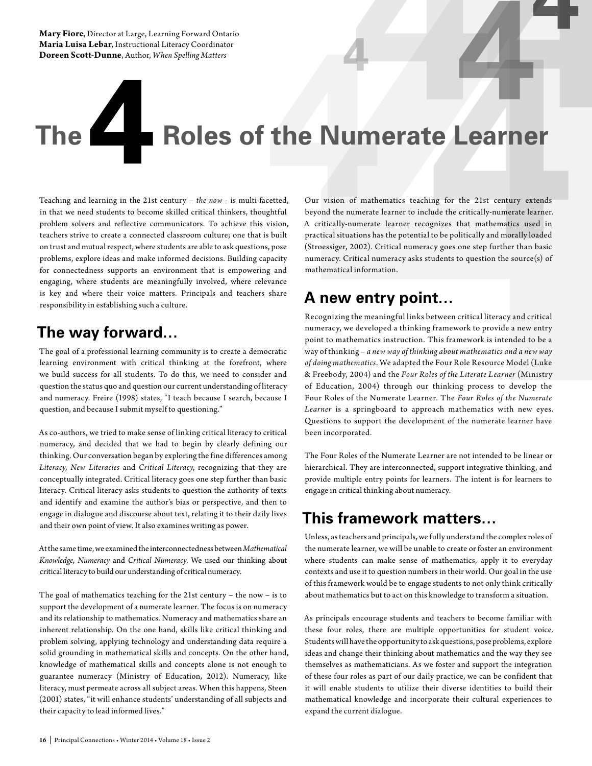**Mary Fiore**, Director at Large, Learning Forward Ontario
**Maria Luisa Lebar**, Instructional Literacy Coordinator
**Doreen Scott-Dunne**, Author, *When Spelling Matters*

# The 4 Roles of the Numerate Learner

Teaching and learning in the 21st century – *the now* - is multi-facetted, in that we need students to become skilled critical thinkers, thoughtful problem solvers and reflective communicators. To achieve this vision, teachers strive to create a connected classroom culture; one that is built on trust and mutual respect, where students are able to ask questions, pose problems, explore ideas and make informed decisions. Building capacity for connectedness supports an environment that is empowering and engaging, where students are meaningfully involved, where relevance is key and where their voice matters. Principals and teachers share responsibility in establishing such a culture.

## The way forward…

The goal of a professional learning community is to create a democratic learning environment with critical thinking at the forefront, where we build success for all students. To do this, we need to consider and question the status quo and question our current understanding of literacy and numeracy. Freire (1998) states, "I teach because I search, because I question, and because I submit myself to questioning."

As co-authors, we tried to make sense of linking critical literacy to critical numeracy, and decided that we had to begin by clearly defining our thinking. Our conversation began by exploring the fine differences among *Literacy, New Literacies* and *Critical Literacy*, recognizing that they are conceptually integrated. Critical literacy goes one step further than basic literacy. Critical literacy asks students to question the authority of texts and identify and examine the author's bias or perspective, and then to engage in dialogue and discourse about text, relating it to their daily lives and their own point of view. It also examines writing as power.

At the same time, we examined the interconnectedness between *Mathematical Knowledge, Numeracy* and *Critical Numeracy*. We used our thinking about critical literacy to build our understanding of critical numeracy.

The goal of mathematics teaching for the 21st century – the now – is to support the development of a numerate learner. The focus is on numeracy and its relationship to mathematics. Numeracy and mathematics share an inherent relationship. On the one hand, skills like critical thinking and problem solving, applying technology and understanding data require a solid grounding in mathematical skills and concepts. On the other hand, knowledge of mathematical skills and concepts alone is not enough to guarantee numeracy (Ministry of Education, 2012). Numeracy, like literacy, must permeate across all subject areas. When this happens, Steen (2001) states, "it will enhance students' understanding of all subjects and their capacity to lead informed lives."

Our vision of mathematics teaching for the 21st century extends beyond the numerate learner to include the critically-numerate learner. A critically-numerate learner recognizes that mathematics used in practical situations has the potential to be politically and morally loaded (Stroessiger, 2002). Critical numeracy goes one step further than basic numeracy. Critical numeracy asks students to question the source(s) of mathematical information.

## A new entry point…

Recognizing the meaningful links between critical literacy and critical numeracy, we developed a thinking framework to provide a new entry point to mathematics instruction. This framework is intended to be a way of thinking – *a new way of thinking about mathematics and a new way of doing mathematics*. We adapted the Four Role Resource Model (Luke & Freebody, 2004) and the *Four Roles of the Literate Learner* (Ministry of Education, 2004) through our thinking process to develop the Four Roles of the Numerate Learner. The *Four Roles of the Numerate Learner* is a springboard to approach mathematics with new eyes. Questions to support the development of the numerate learner have been incorporated.

The Four Roles of the Numerate Learner are not intended to be linear or hierarchical. They are interconnected, support integrative thinking, and provide multiple entry points for learners. The intent is for learners to engage in critical thinking about numeracy.

## This framework matters…

Unless, as teachers and principals, we fully understand the complex roles of the numerate learner, we will be unable to create or foster an environment where students can make sense of mathematics, apply it to everyday contexts and use it to question numbers in their world. Our goal in the use of this framework would be to engage students to not only think critically about mathematics but to act on this knowledge to transform a situation.

As principals encourage students and teachers to become familiar with these four roles, there are multiple opportunities for student voice. Students will have the opportunity to ask questions, pose problems, explore ideas and change their thinking about mathematics and the way they see themselves as mathematicians. As we foster and support the integration of these four roles as part of our daily practice, we can be confident that it will enable students to utilize their diverse identities to build their mathematical knowledge and incorporate their cultural experiences to expand the current dialogue.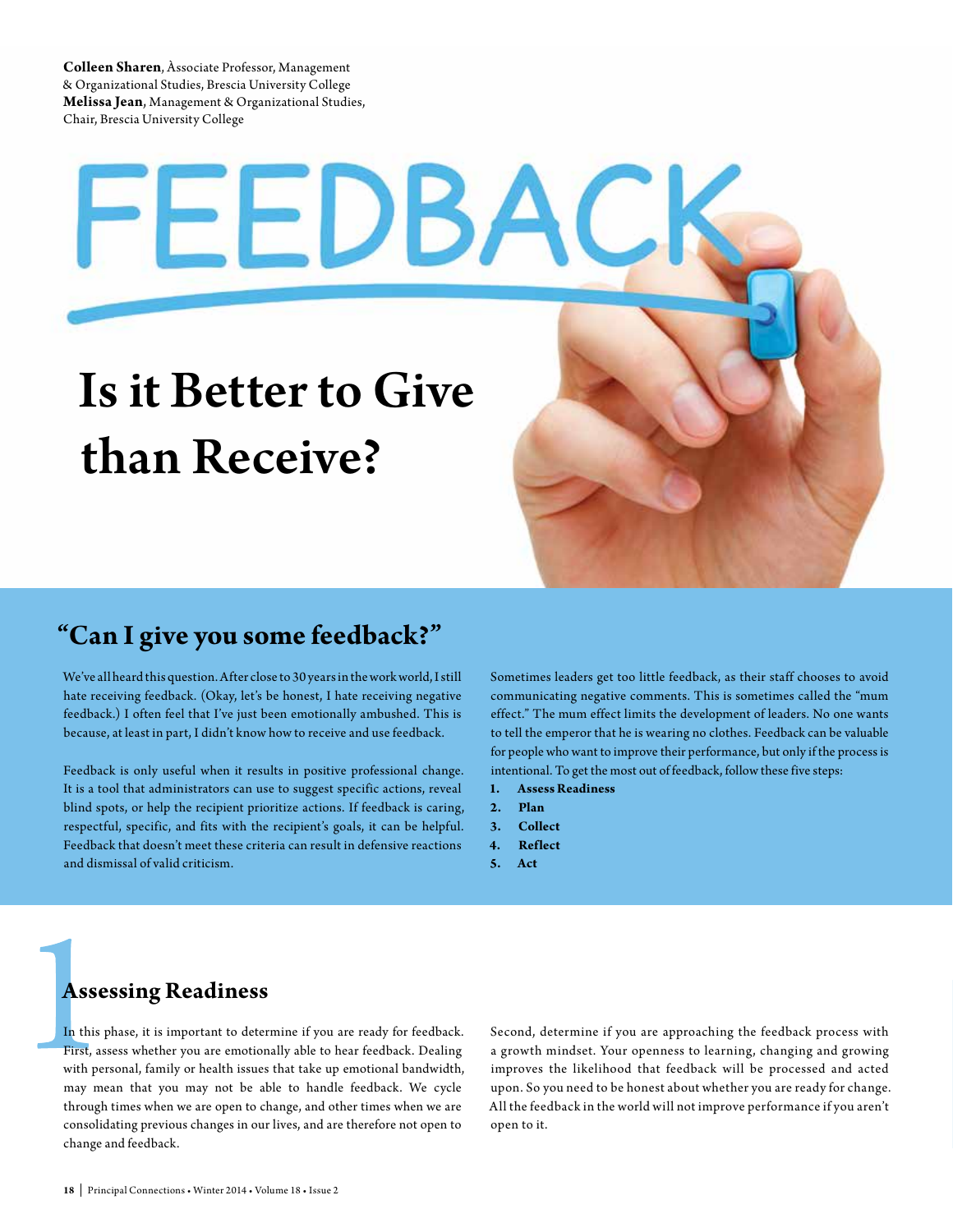Colleen Sharen, Associate Professor, Management & Organizational Studies, Brescia University College
Melissa Jean, Management & Organizational Studies, Chair, Brescia University College

# Is it Better to Give than Receive?

## "Can I give you some feedback?"

We've all heard this question. After close to 30 years in the work world, I still hate receiving feedback. (Okay, let's be honest, I hate receiving negative feedback.) I often feel that I've just been emotionally ambushed. This is because, at least in part, I didn't know how to receive and use feedback.

Feedback is only useful when it results in positive professional change. It is a tool that administrators can use to suggest specific actions, reveal blind spots, or help the recipient prioritize actions. If feedback is caring, respectful, specific, and fits with the recipient's goals, it can be helpful. Feedback that doesn't meet these criteria can result in defensive reactions and dismissal of valid criticism.

Sometimes leaders get too little feedback, as their staff chooses to avoid communicating negative comments. This is sometimes called the "mum effect." The mum effect limits the development of leaders. No one wants to tell the emperor that he is wearing no clothes. Feedback can be valuable for people who want to improve their performance, but only if the process is intentional. To get the most out of feedback, follow these five steps:

1. **Assess Readiness**
2. **Plan**
3. **Collect**
4. **Reflect**
5. **Act**

## 1 Assessing Readiness

In this phase, it is important to determine if you are ready for feedback. First, assess whether you are emotionally able to hear feedback. Dealing with personal, family or health issues that take up emotional bandwidth, may mean that you may not be able to handle feedback. We cycle through times when we are open to change, and other times when we are consolidating previous changes in our lives, and are therefore not open to change and feedback.

Second, determine if you are approaching the feedback process with a growth mindset. Your openness to learning, changing and growing improves the likelihood that feedback will be processed and acted upon. So you need to be honest about whether you are ready for change. All the feedback in the world will not improve performance if you aren't open to it.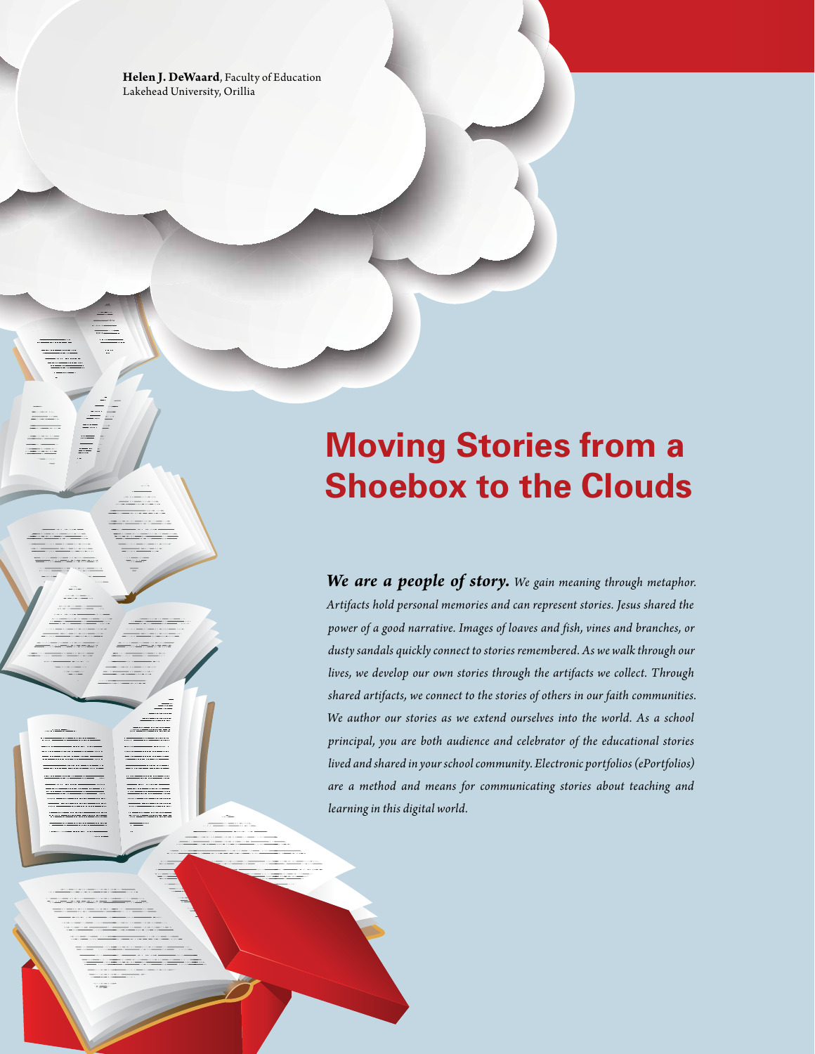**Helen J. DeWaard**, Faculty of Education
Lakehead University, Orillia

# Moving Stories from a Shoebox to the Clouds

***We are a people of story.*** *We gain meaning through metaphor. Artifacts hold personal memories and can represent stories. Jesus shared the power of a good narrative. Images of loaves and fish, vines and branches, or dusty sandals quickly connect to stories remembered. As we walk through our lives, we develop our own stories through the artifacts we collect. Through shared artifacts, we connect to the stories of others in our faith communities. We author our stories as we extend ourselves into the world. As a school principal, you are both audience and celebrator of the educational stories lived and shared in your school community. Electronic portfolios (ePortfolios) are a method and means for communicating stories about teaching and learning in this digital world.*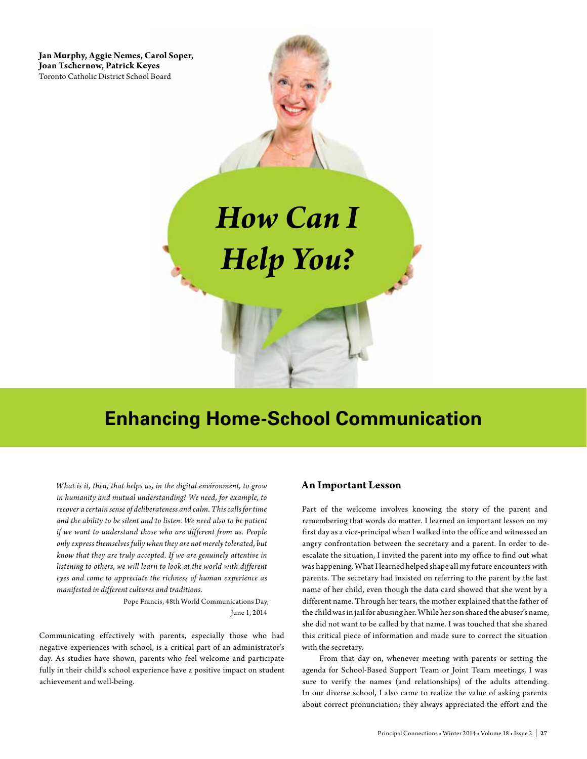**Jan Murphy, Aggie Nemes, Carol Soper, Joan Tschernow, Patrick Keyes**
Toronto Catholic District School Board

# How Can I Help You?

## Enhancing Home-School Communication

*What is it, then, that helps us, in the digital environment, to grow in humanity and mutual understanding? We need, for example, to recover a certain sense of deliberateness and calm. This calls for time and the ability to be silent and to listen. We need also to be patient if we want to understand those who are different from us. People only express themselves fully when they are not merely tolerated, but know that they are truly accepted. If we are genuinely attentive in listening to others, we will learn to look at the world with different eyes and come to appreciate the richness of human experience as manifested in different cultures and traditions.*

Pope Francis, 48th World Communications Day, June 1, 2014

Communicating effectively with parents, especially those who had negative experiences with school, is a critical part of an administrator's day. As studies have shown, parents who feel welcome and participate fully in their child's school experience have a positive impact on student achievement and well-being.

### An Important Lesson

Part of the welcome involves knowing the story of the parent and remembering that words do matter. I learned an important lesson on my first day as a vice-principal when I walked into the office and witnessed an angry confrontation between the secretary and a parent. In order to de-escalate the situation, I invited the parent into my office to find out what was happening. What I learned helped shape all my future encounters with parents. The secretary had insisted on referring to the parent by the last name of her child, even though the data card showed that she went by a different name. Through her tears, the mother explained that the father of the child was in jail for abusing her. While her son shared the abuser's name, she did not want to be called by that name. I was touched that she shared this critical piece of information and made sure to correct the situation with the secretary.

From that day on, whenever meeting with parents or setting the agenda for School-Based Support Team or Joint Team meetings, I was sure to verify the names (and relationships) of the adults attending. In our diverse school, I also came to realize the value of asking parents about correct pronunciation; they always appreciated the effort and the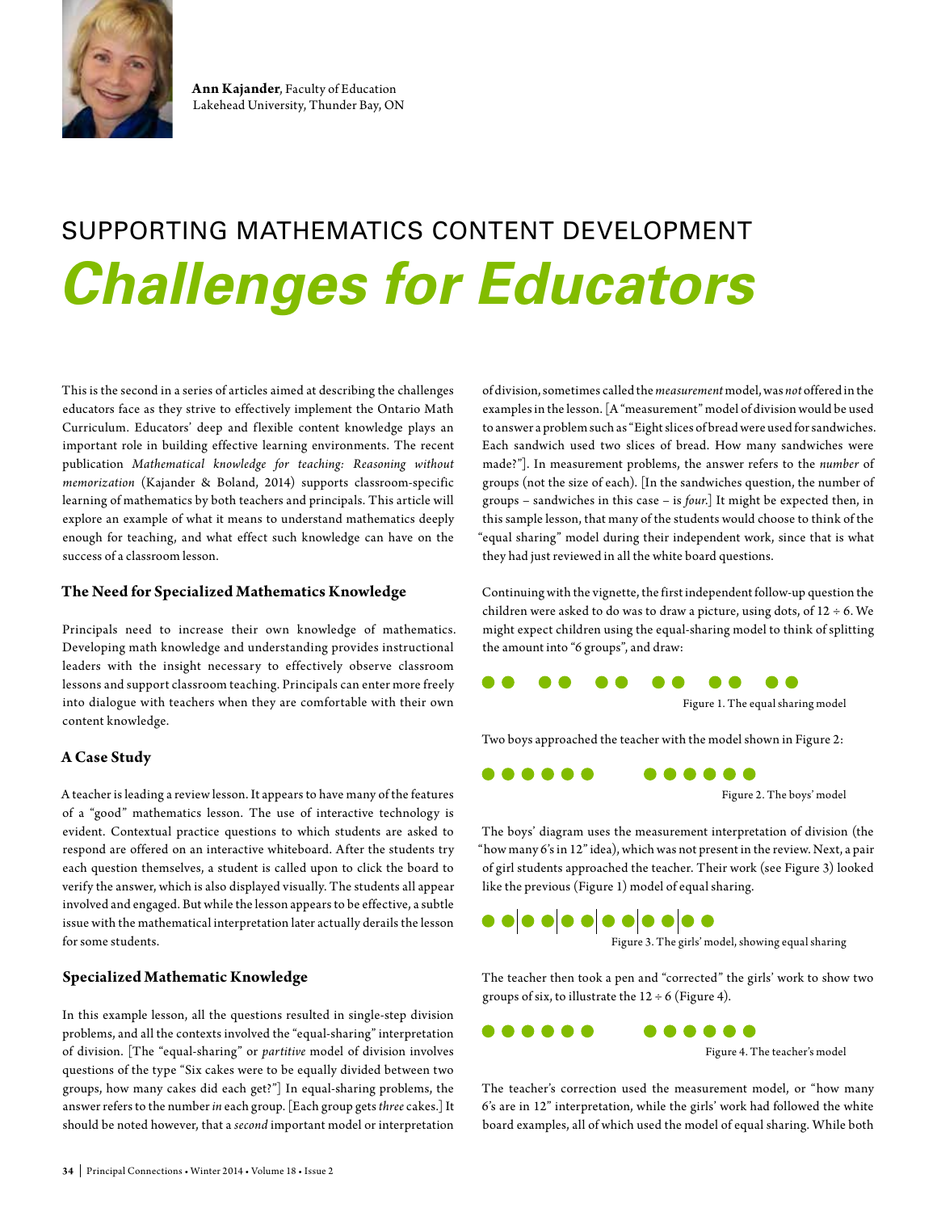**Ann Kajander**, Faculty of Education
Lakehead University, Thunder Bay, ON

# SUPPORTING MATHEMATICS CONTENT DEVELOPMENT

# *Challenges for Educators*

This is the second in a series of articles aimed at describing the challenges educators face as they strive to effectively implement the Ontario Math Curriculum. Educators' deep and flexible content knowledge plays an important role in building effective learning environments. The recent publication *Mathematical knowledge for teaching: Reasoning without memorization* (Kajander & Boland, 2014) supports classroom-specific learning of mathematics by both teachers and principals. This article will explore an example of what it means to understand mathematics deeply enough for teaching, and what effect such knowledge can have on the success of a classroom lesson.

### The Need for Specialized Mathematics Knowledge

Principals need to increase their own knowledge of mathematics. Developing math knowledge and understanding provides instructional leaders with the insight necessary to effectively observe classroom lessons and support classroom teaching. Principals can enter more freely into dialogue with teachers when they are comfortable with their own content knowledge.

### A Case Study

A teacher is leading a review lesson. It appears to have many of the features of a "good" mathematics lesson. The use of interactive technology is evident. Contextual practice questions to which students are asked to respond are offered on an interactive whiteboard. After the students try each question themselves, a student is called upon to click the board to verify the answer, which is also displayed visually. The students all appear involved and engaged. But while the lesson appears to be effective, a subtle issue with the mathematical interpretation later actually derails the lesson for some students.

### Specialized Mathematic Knowledge

In this example lesson, all the questions resulted in single-step division problems, and all the contexts involved the "equal-sharing" interpretation of division. [The "equal-sharing" or *partitive* model of division involves questions of the type "Six cakes were to be equally divided between two groups, how many cakes did each get?"] In equal-sharing problems, the answer refers to the number *in* each group. [Each group gets *three* cakes.] It should be noted however, that a *second* important model or interpretation of division, sometimes called the *measurement* model, was *not* offered in the examples in the lesson. [A "measurement" model of division would be used to answer a problem such as "Eight slices of bread were used for sandwiches. Each sandwich used two slices of bread. How many sandwiches were made?"]. In measurement problems, the answer refers to the *number* of groups (not the size of each). [In the sandwiches question, the number of groups – sandwiches in this case – is *four*.] It might be expected then, in this sample lesson, that many of the students would choose to think of the "equal sharing" model during their independent work, since that is what they had just reviewed in all the white board questions.

Continuing with the vignette, the first independent follow-up question the children were asked to do was to draw a picture, using dots, of $12 \div 6$. We might expect children using the equal-sharing model to think of splitting the amount into "6 groups", and draw:

●● ●● ●● ●● ●● ●●

Figure 1. The equal sharing model

Two boys approached the teacher with the model shown in Figure 2:

●●●●●● ●●●●●●

Figure 2. The boys' model

The boys' diagram uses the measurement interpretation of division (the "how many 6's in 12" idea), which was not present in the review. Next, a pair of girl students approached the teacher. Their work (see Figure 3) looked like the previous (Figure 1) model of equal sharing.

●●|●●|●●|●●|●●|●●

Figure 3. The girls' model, showing equal sharing

The teacher then took a pen and "corrected" the girls' work to show two groups of six, to illustrate the $12 \div 6$ (Figure 4).

●●●●●● ●●●●●●

Figure 4. The teacher's model

The teacher's correction used the measurement model, or "how many 6's are in 12" interpretation, while the girls' work had followed the white board examples, all of which used the model of equal sharing. While both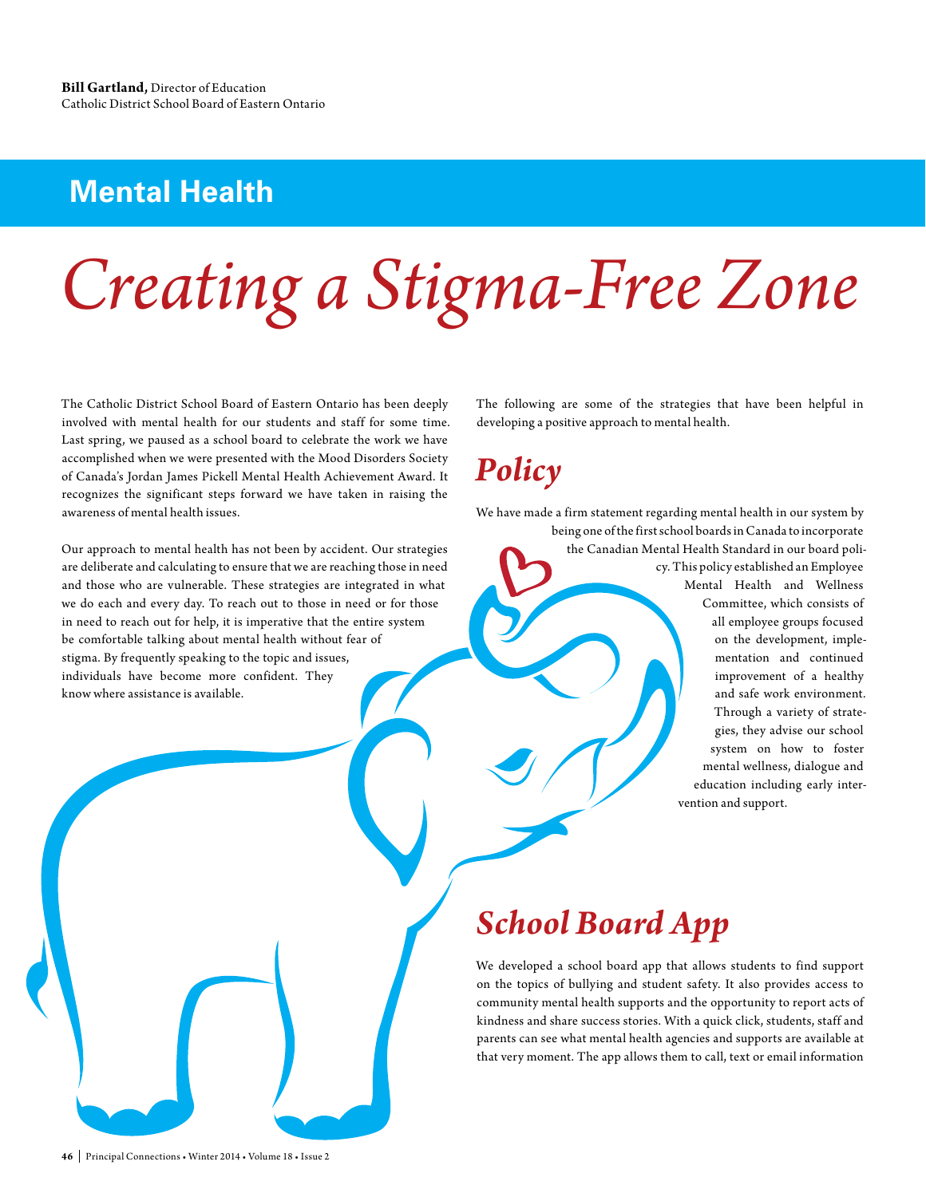**Bill Gartland,** Director of Education
Catholic District School Board of Eastern Ontario

## Mental Health

# *Creating a Stigma-Free Zone*

The Catholic District School Board of Eastern Ontario has been deeply involved with mental health for our students and staff for some time. Last spring, we paused as a school board to celebrate the work we have accomplished when we were presented with the Mood Disorders Society of Canada's Jordan James Pickell Mental Health Achievement Award. It recognizes the significant steps forward we have taken in raising the awareness of mental health issues.

Our approach to mental health has not been by accident. Our strategies are deliberate and calculating to ensure that we are reaching those in need and those who are vulnerable. These strategies are integrated in what we do each and every day. To reach out to those in need or for those in need to reach out for help, it is imperative that the entire system be comfortable talking about mental health without fear of stigma. By frequently speaking to the topic and issues, individuals have become more confident. They know where assistance is available.

The following are some of the strategies that have been helpful in developing a positive approach to mental health.

## *Policy*

We have made a firm statement regarding mental health in our system by being one of the first school boards in Canada to incorporate the Canadian Mental Health Standard in our board policy. This policy established an Employee Mental Health and Wellness Committee, which consists of all employee groups focused on the development, implementation and continued improvement of a healthy and safe work environment. Through a variety of strategies, they advise our school system on how to foster mental wellness, dialogue and education including early intervention and support.

## *School Board App*

We developed a school board app that allows students to find support on the topics of bullying and student safety. It also provides access to community mental health supports and the opportunity to report acts of kindness and share success stories. With a quick click, students, staff and parents can see what mental health agencies and supports are available at that very moment. The app allows them to call, text or email information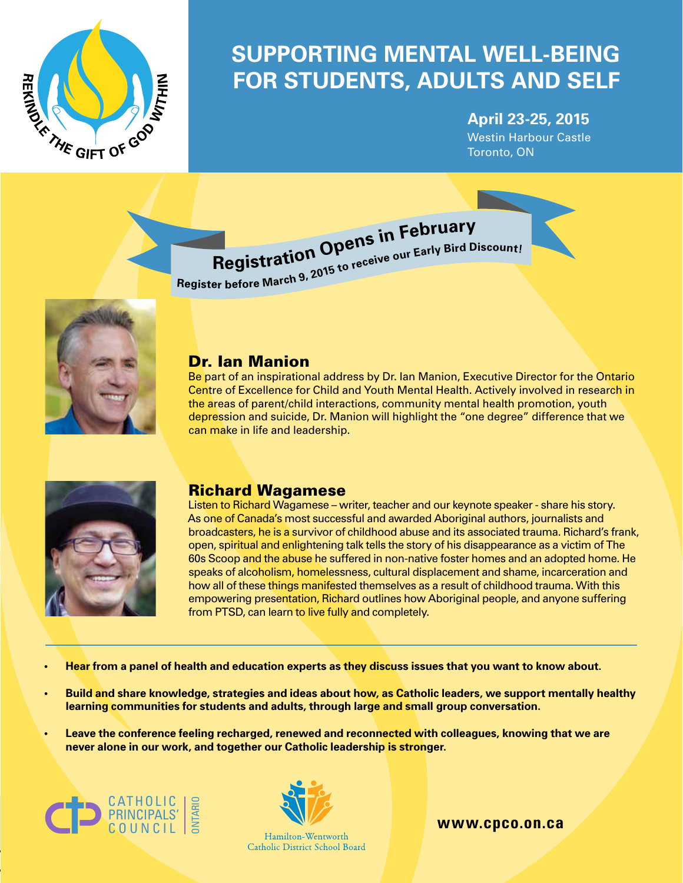REKINDLE THE GIFT OF GOD WITHIN

# SUPPORTING MENTAL WELL-BEING FOR STUDENTS, ADULTS AND SELF

**April 23-25, 2015**
Westin Harbour Castle
Toronto, ON

**Registration Opens in February**
**Register before March 9, 2015 to receive our Early Bird Discount!**

## Dr. Ian Manion

Be part of an inspirational address by Dr. Ian Manion, Executive Director for the Ontario Centre of Excellence for Child and Youth Mental Health. Actively involved in research in the areas of parent/child interactions, community mental health promotion, youth depression and suicide, Dr. Manion will highlight the "one degree" difference that we can make in life and leadership.

## Richard Wagamese

Listen to Richard Wagamese – writer, teacher and our keynote speaker - share his story. As one of Canada's most successful and awarded Aboriginal authors, journalists and broadcasters, he is a survivor of childhood abuse and its associated trauma. Richard's frank, open, spiritual and enlightening talk tells the story of his disappearance as a victim of The 60s Scoop and the abuse he suffered in non-native foster homes and an adopted home. He speaks of alcoholism, homelessness, cultural displacement and shame, incarceration and how all of these things manifested themselves as a result of childhood trauma. With this empowering presentation, Richard outlines how Aboriginal people, and anyone suffering from PTSD, can learn to live fully and completely.

---

- **Hear from a panel of health and education experts as they discuss issues that you want to know about.**
- **Build and share knowledge, strategies and ideas about how, as Catholic leaders, we support mentally healthy learning communities for students and adults, through large and small group conversation.**
- **Leave the conference feeling recharged, renewed and reconnected with colleagues, knowing that we are never alone in our work, and together our Catholic leadership is stronger.**

CATHOLIC PRINCIPALS' COUNCIL | ONTARIO

Hamilton-Wentworth Catholic District School Board

**www.cpco.on.ca**